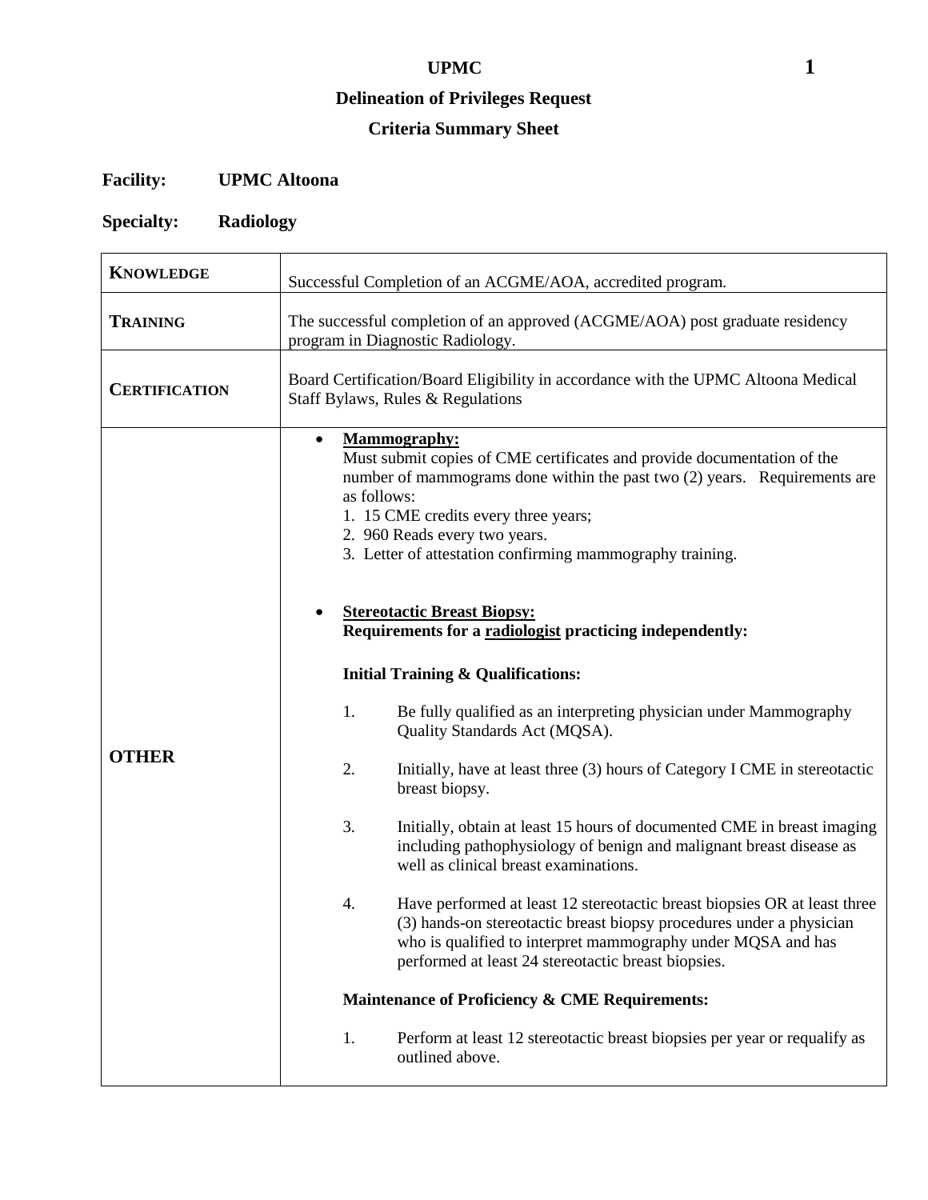# UPMC

## Delineation of Privileges Request

## Criteria Summary Sheet

**Facility:** UPMC Altoona

**Specialty:** Radiology

| | |
|---|---|
| **KNOWLEDGE** | Successful Completion of an ACGME/AOA, accredited program. |
| **TRAINING** | The successful completion of an approved (ACGME/AOA) post graduate residency program in Diagnostic Radiology. |
| **CERTIFICATION** | Board Certification/Board Eligibility in accordance with the UPMC Altoona Medical Staff Bylaws, Rules & Regulations |
| **OTHER** | • **<u>Mammography:</u>** Must submit copies of CME certificates and provide documentation of the number of mammograms done within the past two (2) years. Requirements are as follows:<br>1. 15 CME credits every three years;<br>2. 960 Reads every two years.<br>3. Letter of attestation confirming mammography training.<br><br>• **<u>Stereotactic Breast Biopsy:</u>**<br>**Requirements for a <u>radiologist</u> practicing independently:**<br><br>**Initial Training & Qualifications:**<br>1. Be fully qualified as an interpreting physician under Mammography Quality Standards Act (MQSA).<br>2. Initially, have at least three (3) hours of Category I CME in stereotactic breast biopsy.<br>3. Initially, obtain at least 15 hours of documented CME in breast imaging including pathophysiology of benign and malignant breast disease as well as clinical breast examinations.<br>4. Have performed at least 12 stereotactic breast biopsies OR at least three (3) hands-on stereotactic breast biopsy procedures under a physician who is qualified to interpret mammography under MQSA and has performed at least 24 stereotactic breast biopsies.<br><br>**Maintenance of Proficiency & CME Requirements:**<br>1. Perform at least 12 stereotactic breast biopsies per year or requalify as outlined above. |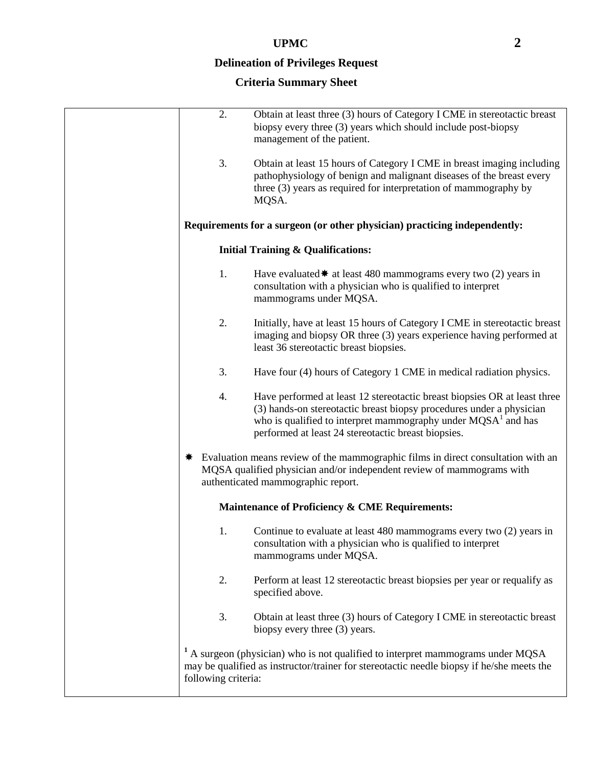**UPMC**

**Delineation of Privileges Request**

**Criteria Summary Sheet**

2. Obtain at least three (3) hours of Category I CME in stereotactic breast biopsy every three (3) years which should include post-biopsy management of the patient.

3. Obtain at least 15 hours of Category I CME in breast imaging including pathophysiology of benign and malignant diseases of the breast every three (3) years as required for interpretation of mammography by MQSA.

**Requirements for a surgeon (or other physician) practicing independently:**

**Initial Training & Qualifications:**

1. Have evaluated✷ at least 480 mammograms every two (2) years in consultation with a physician who is qualified to interpret mammograms under MQSA.

2. Initially, have at least 15 hours of Category I CME in stereotactic breast imaging and biopsy OR three (3) years experience having performed at least 36 stereotactic breast biopsies.

3. Have four (4) hours of Category 1 CME in medical radiation physics.

4. Have performed at least 12 stereotactic breast biopsies OR at least three (3) hands-on stereotactic breast biopsy procedures under a physician who is qualified to interpret mammography under MQSA[1] and has performed at least 24 stereotactic breast biopsies.

✷ Evaluation means review of the mammographic films in direct consultation with an MQSA qualified physician and/or independent review of mammograms with authenticated mammographic report.

**Maintenance of Proficiency & CME Requirements:**

1. Continue to evaluate at least 480 mammograms every two (2) years in consultation with a physician who is qualified to interpret mammograms under MQSA.

2. Perform at least 12 stereotactic breast biopsies per year or requalify as specified above.

3. Obtain at least three (3) hours of Category I CME in stereotactic breast biopsy every three (3) years.

[1] A surgeon (physician) who is not qualified to interpret mammograms under MQSA may be qualified as instructor/trainer for stereotactic needle biopsy if he/she meets the following criteria: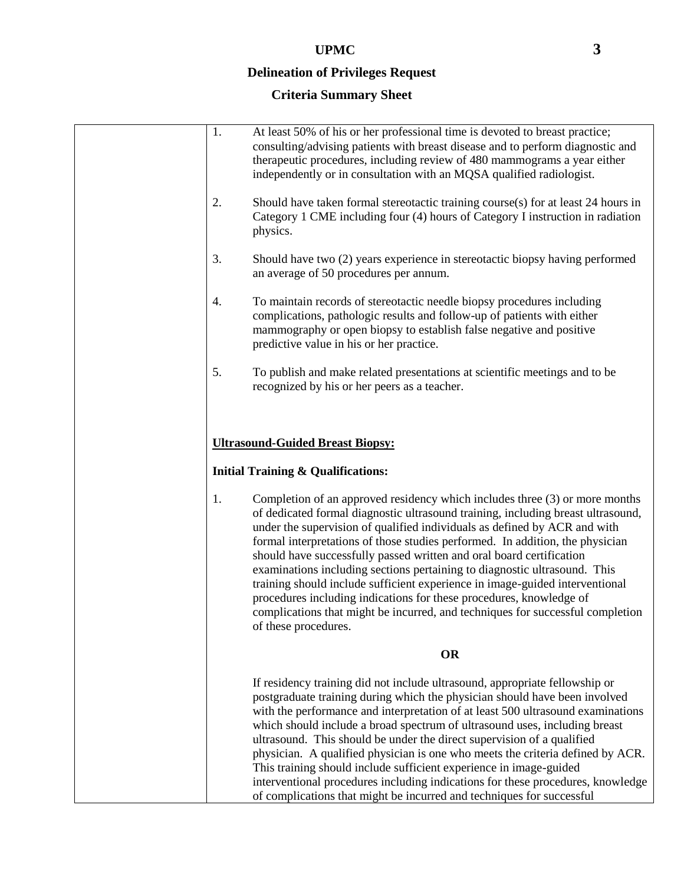# UPMC

## Delineation of Privileges Request

## Criteria Summary Sheet

1. At least 50% of his or her professional time is devoted to breast practice; consulting/advising patients with breast disease and to perform diagnostic and therapeutic procedures, including review of 480 mammograms a year either independently or in consultation with an MQSA qualified radiologist.

2. Should have taken formal stereotactic training course(s) for at least 24 hours in Category 1 CME including four (4) hours of Category I instruction in radiation physics.

3. Should have two (2) years experience in stereotactic biopsy having performed an average of 50 procedures per annum.

4. To maintain records of stereotactic needle biopsy procedures including complications, pathologic results and follow-up of patients with either mammography or open biopsy to establish false negative and positive predictive value in his or her practice.

5. To publish and make related presentations at scientific meetings and to be recognized by his or her peers as a teacher.

**Ultrasound-Guided Breast Biopsy:**

**Initial Training & Qualifications:**

1. Completion of an approved residency which includes three (3) or more months of dedicated formal diagnostic ultrasound training, including breast ultrasound, under the supervision of qualified individuals as defined by ACR and with formal interpretations of those studies performed. In addition, the physician should have successfully passed written and oral board certification examinations including sections pertaining to diagnostic ultrasound. This training should include sufficient experience in image-guided interventional procedures including indications for these procedures, knowledge of complications that might be incurred, and techniques for successful completion of these procedures.

**OR**

If residency training did not include ultrasound, appropriate fellowship or postgraduate training during which the physician should have been involved with the performance and interpretation of at least 500 ultrasound examinations which should include a broad spectrum of ultrasound uses, including breast ultrasound. This should be under the direct supervision of a qualified physician. A qualified physician is one who meets the criteria defined by ACR. This training should include sufficient experience in image-guided interventional procedures including indications for these procedures, knowledge of complications that might be incurred and techniques for successful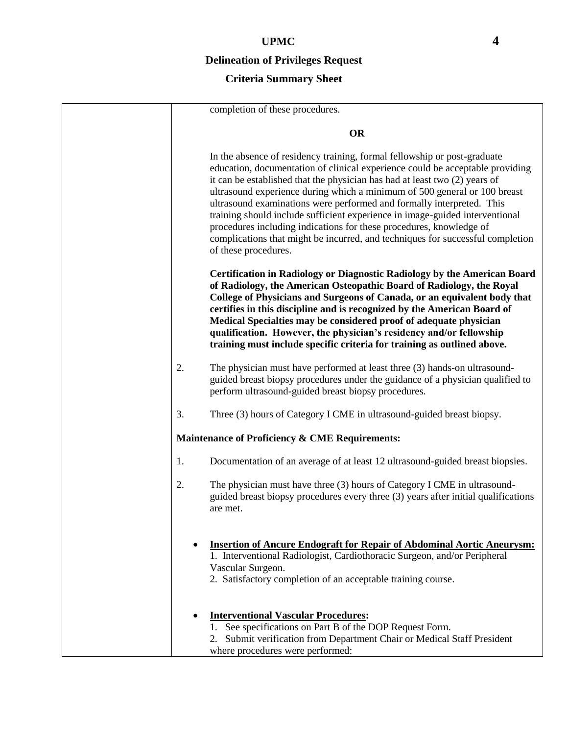completion of these procedures.

**OR**

In the absence of residency training, formal fellowship or post-graduate education, documentation of clinical experience could be acceptable providing it can be established that the physician has had at least two (2) years of ultrasound experience during which a minimum of 500 general or 100 breast ultrasound examinations were performed and formally interpreted. This training should include sufficient experience in image-guided interventional procedures including indications for these procedures, knowledge of complications that might be incurred, and techniques for successful completion of these procedures.

**Certification in Radiology or Diagnostic Radiology by the American Board of Radiology, the American Osteopathic Board of Radiology, the Royal College of Physicians and Surgeons of Canada, or an equivalent body that certifies in this discipline and is recognized by the American Board of Medical Specialties may be considered proof of adequate physician qualification. However, the physician's residency and/or fellowship training must include specific criteria for training as outlined above.**

2. The physician must have performed at least three (3) hands-on ultrasound-guided breast biopsy procedures under the guidance of a physician qualified to perform ultrasound-guided breast biopsy procedures.

3. Three (3) hours of Category I CME in ultrasound-guided breast biopsy.

**Maintenance of Proficiency & CME Requirements:**

1. Documentation of an average of at least 12 ultrasound-guided breast biopsies.

2. The physician must have three (3) hours of Category I CME in ultrasound-guided breast biopsy procedures every three (3) years after initial qualifications are met.

- **Insertion of Ancure Endograft for Repair of Abdominal Aortic Aneurysm:**
  1. Interventional Radiologist, Cardiothoracic Surgeon, and/or Peripheral Vascular Surgeon.
  2. Satisfactory completion of an acceptable training course.

- **Interventional Vascular Procedures:**
  1. See specifications on Part B of the DOP Request Form.
  2. Submit verification from Department Chair or Medical Staff President where procedures were performed: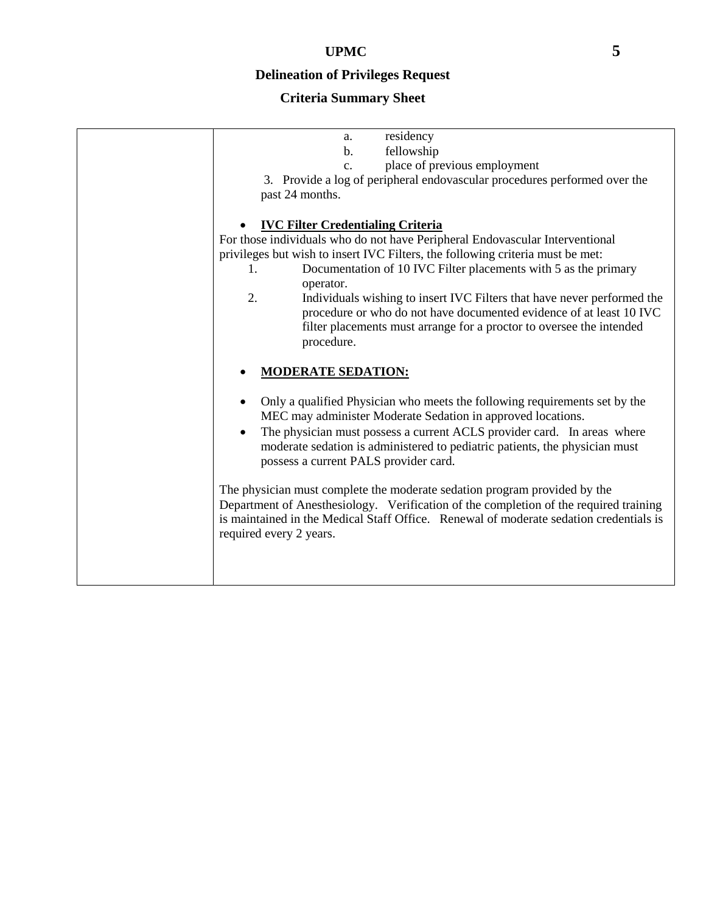# UPMC

## Delineation of Privileges Request

## Criteria Summary Sheet

| | |
|---|---|
| | a. residency<br>b. fellowship<br>c. place of previous employment<br>3. Provide a log of peripheral endovascular procedures performed over the past 24 months.<br><br>• **<u>IVC Filter Credentialing Criteria</u>**<br>For those individuals who do not have Peripheral Endovascular Interventional privileges but wish to insert IVC Filters, the following criteria must be met:<br>1. Documentation of 10 IVC Filter placements with 5 as the primary operator.<br>2. Individuals wishing to insert IVC Filters that have never performed the procedure or who do not have documented evidence of at least 10 IVC filter placements must arrange for a proctor to oversee the intended procedure.<br><br>• **<u>MODERATE SEDATION:</u>**<br><br>• Only a qualified Physician who meets the following requirements set by the MEC may administer Moderate Sedation in approved locations.<br>• The physician must possess a current ACLS provider card. In areas where moderate sedation is administered to pediatric patients, the physician must possess a current PALS provider card.<br><br>The physician must complete the moderate sedation program provided by the Department of Anesthesiology. Verification of the completion of the required training is maintained in the Medical Staff Office. Renewal of moderate sedation credentials is required every 2 years. |